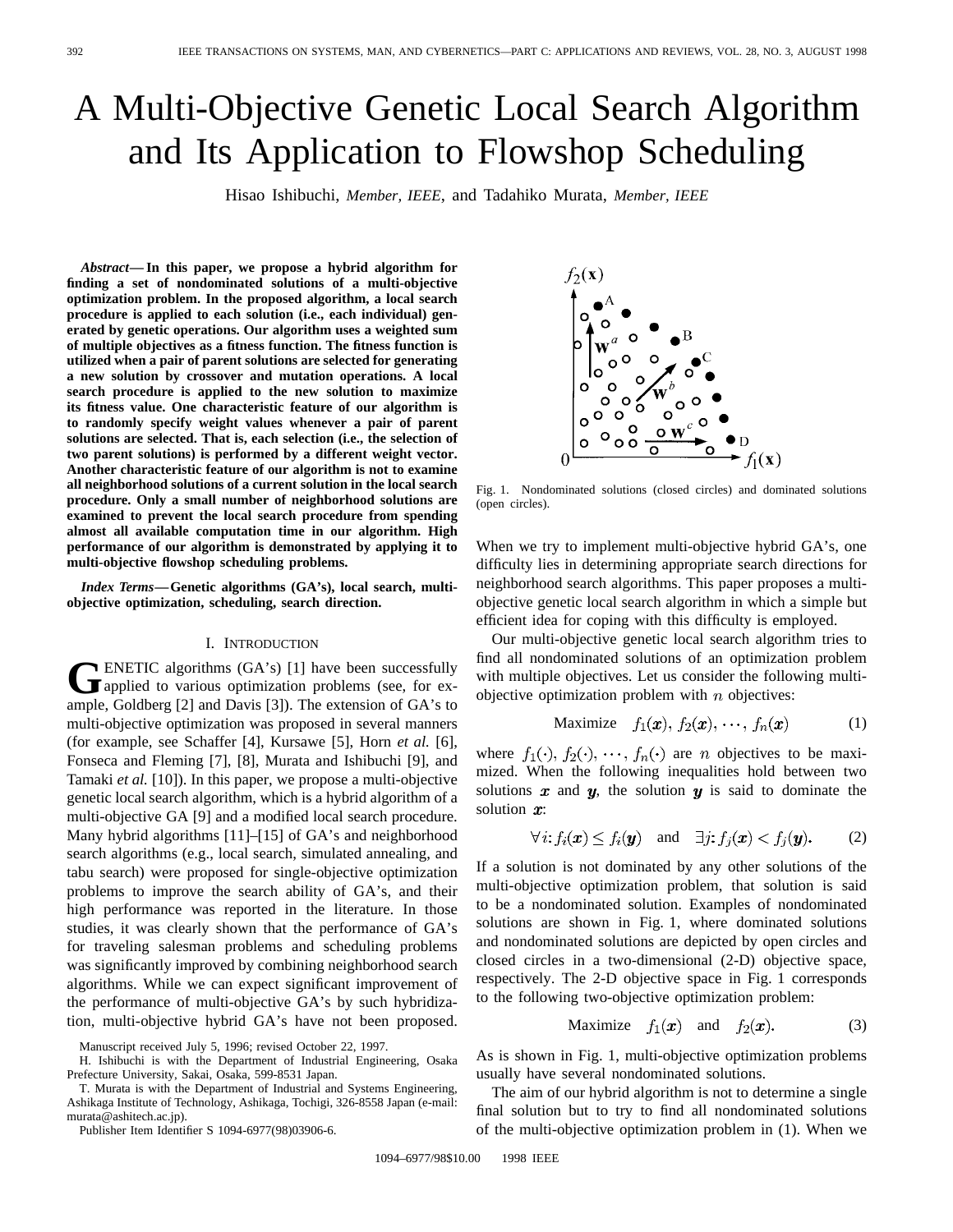# A Multi-Objective Genetic Local Search Algorithm and Its Application to Flowshop Scheduling

Hisao Ishibuchi, *Member, IEEE*, and Tadahiko Murata, *Member, IEEE*

***Abstract*— In this paper, we propose a hybrid algorithm for finding a set of nondominated solutions of a multi-objective optimization problem. In the proposed algorithm, a local search procedure is applied to each solution (i.e., each individual) generated by genetic operations. Our algorithm uses a weighted sum of multiple objectives as a fitness function. The fitness function is utilized when a pair of parent solutions are selected for generating a new solution by crossover and mutation operations. A local search procedure is applied to the new solution to maximize its fitness value. One characteristic feature of our algorithm is to randomly specify weight values whenever a pair of parent solutions are selected. That is, each selection (i.e., the selection of two parent solutions) is performed by a different weight vector. Another characteristic feature of our algorithm is not to examine all neighborhood solutions of a current solution in the local search procedure. Only a small number of neighborhood solutions are examined to prevent the local search procedure from spending almost all available computation time in our algorithm. High performance of our algorithm is demonstrated by applying it to multi-objective flowshop scheduling problems.**

***Index Terms*— Genetic algorithms (GA's), local search, multi-objective optimization, scheduling, search direction.**

## I. Introduction

Genetic algorithms (GA's) [1] have been successfully applied to various optimization problems (see, for example, Goldberg [2] and Davis [3]). The extension of GA's to multi-objective optimization was proposed in several manners (for example, see Schaffer [4], Kursawe [5], Horn *et al.* [6], Fonseca and Fleming [7], [8], Murata and Ishibuchi [9], and Tamaki *et al.* [10]). In this paper, we propose a multi-objective genetic local search algorithm, which is a hybrid algorithm of a multi-objective GA [9] and a modified local search procedure. Many hybrid algorithms [11]–[15] of GA's and neighborhood search algorithms (e.g., local search, simulated annealing, and tabu search) were proposed for single-objective optimization problems to improve the search ability of GA's, and their high performance was reported in the literature. In those studies, it was clearly shown that the performance of GA's for traveling salesman problems and scheduling problems was significantly improved by combining neighborhood search algorithms. While we can expect significant improvement of the performance of multi-objective GA's by such hybridization, multi-objective hybrid GA's have not been proposed.

Manuscript received July 5, 1996; revised October 22, 1997.

H. Ishibuchi is with the Department of Industrial Engineering, Osaka Prefecture University, Sakai, Osaka, 599-8531 Japan.

T. Murata is with the Department of Industrial and Systems Engineering, Ashikaga Institute of Technology, Ashikaga, Tochigi, 326-8558 Japan (e-mail: murata@ashitech.ac.jp).

Publisher Item Identifier S 1094-6977(98)03906-6.

Fig. 1. Nondominated solutions (closed circles) and dominated solutions (open circles).

When we try to implement multi-objective hybrid GA's, one difficulty lies in determining appropriate search directions for neighborhood search algorithms. This paper proposes a multi-objective genetic local search algorithm in which a simple but efficient idea for coping with this difficulty is employed.

Our multi-objective genetic local search algorithm tries to find all nondominated solutions of an optimization problem with multiple objectives. Let us consider the following multi-objective optimization problem with $n$ objectives:

$$\text{Maximize} \quad f_1(\boldsymbol{x}),\, f_2(\boldsymbol{x}),\, \cdots,\, f_n(\boldsymbol{x}) \tag{1}$$

where $f_1(\cdot), f_2(\cdot), \cdots, f_n(\cdot)$ are $n$ objectives to be maximized. When the following inequalities hold between two solutions $\boldsymbol{x}$ and $\boldsymbol{y}$, the solution $\boldsymbol{y}$ is said to dominate the solution $\boldsymbol{x}$:

$$\forall i\colon f_i(\boldsymbol{x}) \le f_i(\boldsymbol{y}) \quad \text{and} \quad \exists j\colon f_j(\boldsymbol{x}) < f_j(\boldsymbol{y}). \tag{2}$$

If a solution is not dominated by any other solutions of the multi-objective optimization problem, that solution is said to be a nondominated solution. Examples of nondominated solutions are shown in Fig. 1, where dominated solutions and nondominated solutions are depicted by open circles and closed circles in a two-dimensional (2-D) objective space, respectively. The 2-D objective space in Fig. 1 corresponds to the following two-objective optimization problem:

$$\text{Maximize} \quad f_1(\boldsymbol{x}) \quad \text{and} \quad f_2(\boldsymbol{x}). \tag{3}$$

As is shown in Fig. 1, multi-objective optimization problems usually have several nondominated solutions.

The aim of our hybrid algorithm is not to determine a single final solution but to try to find all nondominated solutions of the multi-objective optimization problem in (1). When we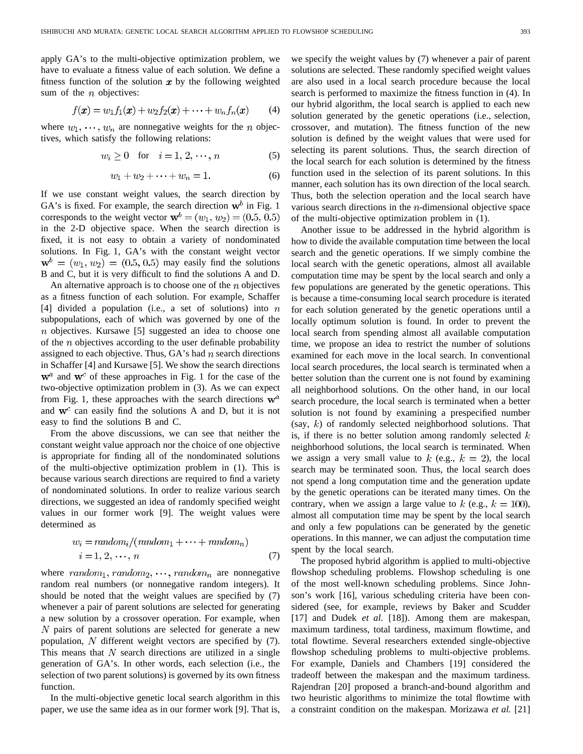apply GA's to the multi-objective optimization problem, we have to evaluate a fitness value of each solution. We define a fitness function of the solution $\boldsymbol{x}$ by the following weighted sum of the $n$ objectives:

$$f(\boldsymbol{x}) = w_1 f_1(\boldsymbol{x}) + w_2 f_2(\boldsymbol{x}) + \cdots + w_n f_n(\boldsymbol{x}) \tag{4}$$

where $w_1, \cdots, w_n$ are nonnegative weights for the $n$ objectives, which satisfy the following relations:

$$w_i \geq 0 \quad \text{for} \quad i = 1, 2, \cdots, n \tag{5}$$

$$w_1 + w_2 + \cdots + w_n = 1. \tag{6}$$

If we use constant weight values, the search direction by GA's is fixed. For example, the search direction $\mathbf{w}^b$ in Fig. 1 corresponds to the weight vector $\mathbf{w}^b = (w_1, w_2) = (0.5, 0.5)$ in the 2-D objective space. When the search direction is fixed, it is not easy to obtain a variety of nondominated solutions. In Fig. 1, GA's with the constant weight vector $\mathbf{w}^b = (w_1, w_2) = (0.5, 0.5)$ may easily find the solutions B and C, but it is very difficult to find the solutions A and D.

An alternative approach is to choose one of the $n$ objectives as a fitness function of each solution. For example, Schaffer [4] divided a population (i.e., a set of solutions) into $n$ subpopulations, each of which was governed by one of the $n$ objectives. Kursawe [5] suggested an idea to choose one of the $n$ objectives according to the user definable probability assigned to each objective. Thus, GA's had $n$ search directions in Schaffer [4] and Kursawe [5]. We show the search directions $\mathbf{w}^a$ and $\mathbf{w}^c$ of these approaches in Fig. 1 for the case of the two-objective optimization problem in (3). As we can expect from Fig. 1, these approaches with the search directions $\mathbf{w}^a$ and $\mathbf{w}^c$ can easily find the solutions A and D, but it is not easy to find the solutions B and C.

From the above discussions, we can see that neither the constant weight value approach nor the choice of one objective is appropriate for finding all of the nondominated solutions of the multi-objective optimization problem in (1). This is because various search directions are required to find a variety of nondominated solutions. In order to realize various search directions, we suggested an idea of randomly specified weight values in our former work [9]. The weight values were determined as

$$w_i = random_i / (random_1 + \cdots + random_n) \qquad i = 1, 2, \cdots, n \tag{7}$$

where $random_1, random_2, \cdots, random_n$ are nonnegative random real numbers (or nonnegative random integers). It should be noted that the weight values are specified by (7) whenever a pair of parent solutions are selected for generating a new solution by a crossover operation. For example, when $N$ pairs of parent solutions are selected for generate a new population, $N$ different weight vectors are specified by (7). This means that $N$ search directions are utilized in a single generation of GA's. In other words, each selection (i.e., the selection of two parent solutions) is governed by its own fitness function.

In the multi-objective genetic local search algorithm in this paper, we use the same idea as in our former work [9]. That is, we specify the weight values by (7) whenever a pair of parent solutions are selected. These randomly specified weight values are also used in a local search procedure because the local search is performed to maximize the fitness function in (4). In our hybrid algorithm, the local search is applied to each new solution generated by the genetic operations (i.e., selection, crossover, and mutation). The fitness function of the new solution is defined by the weight values that were used for selecting its parent solutions. Thus, the search direction of the local search for each solution is determined by the fitness function used in the selection of its parent solutions. In this manner, each solution has its own direction of the local search. Thus, both the selection operation and the local search have various search directions in the $n$-dimensional objective space of the multi-objective optimization problem in (1).

Another issue to be addressed in the hybrid algorithm is how to divide the available computation time between the local search and the genetic operations. If we simply combine the local search with the genetic operations, almost all available computation time may be spent by the local search and only a few populations are generated by the genetic operations. This is because a time-consuming local search procedure is iterated for each solution generated by the genetic operations until a locally optimum solution is found. In order to prevent the local search from spending almost all available computation time, we propose an idea to restrict the number of solutions examined for each move in the local search. In conventional local search procedures, the local search is terminated when a better solution than the current one is not found by examining all neighborhood solutions. On the other hand, in our local search procedure, the local search is terminated when a better solution is not found by examining a prespecified number (say, $k$) of randomly selected neighborhood solutions. That is, if there is no better solution among randomly selected $k$ neighborhood solutions, the local search is terminated. When we assign a very small value to $k$ (e.g., $k = 2$), the local search may be terminated soon. Thus, the local search does not spend a long computation time and the generation update by the genetic operations can be iterated many times. On the contrary, when we assign a large value to $k$ (e.g., $k = 100$), almost all computation time may be spent by the local search and only a few populations can be generated by the genetic operations. In this manner, we can adjust the computation time spent by the local search.

The proposed hybrid algorithm is applied to multi-objective flowshop scheduling problems. Flowshop scheduling is one of the most well-known scheduling problems. Since Johnson's work [16], various scheduling criteria have been considered (see, for example, reviews by Baker and Scudder [17] and Dudek *et al.* [18]). Among them are makespan, maximum tardiness, total tardiness, maximum flowtime, and total flowtime. Several researchers extended single-objective flowshop scheduling problems to multi-objective problems. For example, Daniels and Chambers [19] considered the tradeoff between the makespan and the maximum tardiness. Rajendran [20] proposed a branch-and-bound algorithm and two heuristic algorithms to minimize the total flowtime with a constraint condition on the makespan. Morizawa *et al.* [21]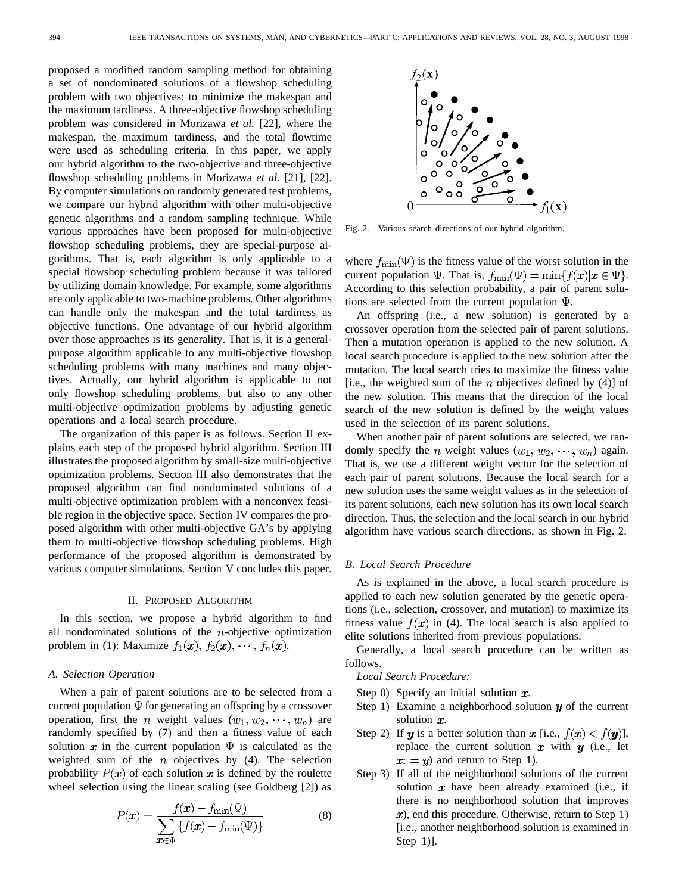proposed a modified random sampling method for obtaining a set of nondominated solutions of a flowshop scheduling problem with two objectives: to minimize the makespan and the maximum tardiness. A three-objective flowshop scheduling problem was considered in Morizawa *et al.* [22], where the makespan, the maximum tardiness, and the total flowtime were used as scheduling criteria. In this paper, we apply our hybrid algorithm to the two-objective and three-objective flowshop scheduling problems in Morizawa *et al.* [21], [22]. By computer simulations on randomly generated test problems, we compare our hybrid algorithm with other multi-objective genetic algorithms and a random sampling technique. While various approaches have been proposed for multi-objective flowshop scheduling problems, they are special-purpose algorithms. That is, each algorithm is only applicable to a special flowshop scheduling problem because it was tailored by utilizing domain knowledge. For example, some algorithms are only applicable to two-machine problems. Other algorithms can handle only the makespan and the total tardiness as objective functions. One advantage of our hybrid algorithm over those approaches is its generality. That is, it is a general-purpose algorithm applicable to any multi-objective flowshop scheduling problems with many machines and many objectives. Actually, our hybrid algorithm is applicable to not only flowshop scheduling problems, but also to any other multi-objective optimization problems by adjusting genetic operations and a local search procedure.

The organization of this paper is as follows. Section II explains each step of the proposed hybrid algorithm. Section III illustrates the proposed algorithm by small-size multi-objective optimization problems. Section III also demonstrates that the proposed algorithm can find nondominated solutions of a multi-objective optimization problem with a nonconvex feasible region in the objective space. Section IV compares the proposed algorithm with other multi-objective GA's by applying them to multi-objective flowshop scheduling problems. High performance of the proposed algorithm is demonstrated by various computer simulations. Section V concludes this paper.

## II. Proposed Algorithm

In this section, we propose a hybrid algorithm to find all nondominated solutions of the $n$-objective optimization problem in (1): Maximize $f_1(\boldsymbol{x}), f_2(\boldsymbol{x}), \cdots, f_n(\boldsymbol{x})$.

### A. Selection Operation

When a pair of parent solutions are to be selected from a current population $\Psi$ for generating an offspring by a crossover operation, first the $n$ weight values $(w_1, w_2, \cdots, w_n)$ are randomly specified by (7) and then a fitness value of each solution $\boldsymbol{x}$ in the current population $\Psi$ is calculated as the weighted sum of the $n$ objectives by (4). The selection probability $P(\boldsymbol{x})$ of each solution $\boldsymbol{x}$ is defined by the roulette wheel selection using the linear scaling (see Goldberg [2]) as

$$P(\boldsymbol{x}) = \frac{f(\boldsymbol{x}) - f_{\min}(\Psi)}{\sum_{\boldsymbol{x} \in \Psi} \{f(\boldsymbol{x}) - f_{\min}(\Psi)\}} \tag{8}$$

$f_2(\mathbf{x})$

0

$f_1(\mathbf{x})$

Fig. 2. Various search directions of our hybrid algorithm.

where $f_{\min}(\Psi)$ is the fitness value of the worst solution in the current population $\Psi$. That is, $f_{\min}(\Psi) = \min\{f(\boldsymbol{x}) | \boldsymbol{x} \in \Psi\}$. According to this selection probability, a pair of parent solutions are selected from the current population $\Psi$.

An offspring (i.e., a new solution) is generated by a crossover operation from the selected pair of parent solutions. Then a mutation operation is applied to the new solution. A local search procedure is applied to the new solution after the mutation. The local search tries to maximize the fitness value [i.e., the weighted sum of the $n$ objectives defined by (4)] of the new solution. This means that the direction of the local search of the new solution is defined by the weight values used in the selection of its parent solutions.

When another pair of parent solutions are selected, we randomly specify the $n$ weight values $(w_1, w_2, \cdots, w_n)$ again. That is, we use a different weight vector for the selection of each pair of parent solutions. Because the local search for a new solution uses the same weight values as in the selection of its parent solutions, each new solution has its own local search direction. Thus, the selection and the local search in our hybrid algorithm have various search directions, as shown in Fig. 2.

### B. Local Search Procedure

As is explained in the above, a local search procedure is applied to each new solution generated by the genetic operations (i.e., selection, crossover, and mutation) to maximize its fitness value $f(\boldsymbol{x})$ in (4). The local search is also applied to elite solutions inherited from previous populations.

Generally, a local search procedure can be written as follows.

*Local Search Procedure:*

Step 0) Specify an initial solution $\boldsymbol{x}$.

Step 1) Examine a neighborhood solution $\boldsymbol{y}$ of the current solution $\boldsymbol{x}$.

Step 2) If $\boldsymbol{y}$ is a better solution than $\boldsymbol{x}$ [i.e., $f(\boldsymbol{x}) < f(\boldsymbol{y})$], replace the current solution $\boldsymbol{x}$ with $\boldsymbol{y}$ (i.e., let $\boldsymbol{x} := \boldsymbol{y}$) and return to Step 1).

Step 3) If all of the neighborhood solutions of the current solution $\boldsymbol{x}$ have been already examined (i.e., if there is no neighborhood solution that improves $\boldsymbol{x}$), end this procedure. Otherwise, return to Step 1) [i.e., another neighborhood solution is examined in Step 1)].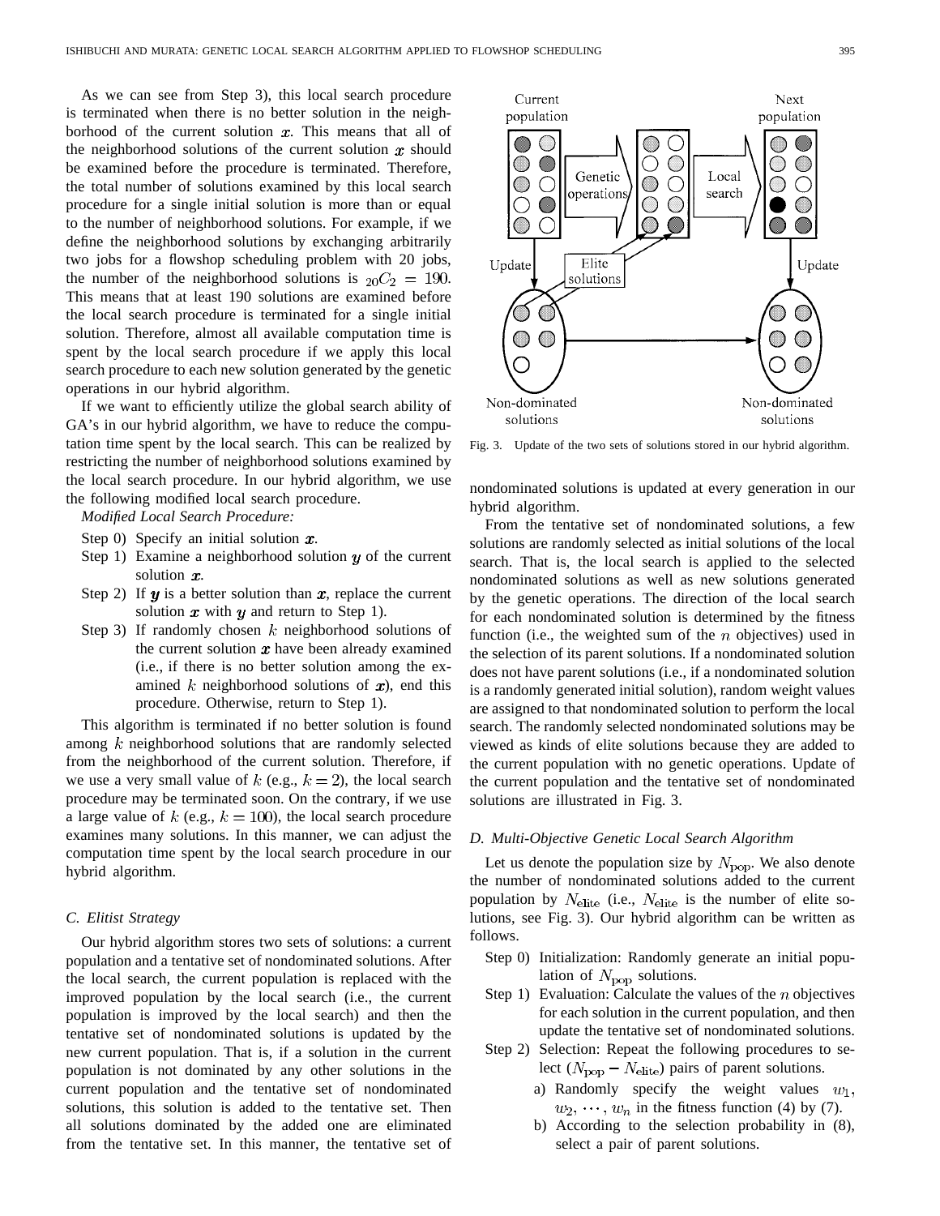As we can see from Step 3), this local search procedure is terminated when there is no better solution in the neighborhood of the current solution $\boldsymbol{x}$. This means that all of the neighborhood solutions of the current solution $\boldsymbol{x}$ should be examined before the procedure is terminated. Therefore, the total number of solutions examined by this local search procedure for a single initial solution is more than or equal to the number of neighborhood solutions. For example, if we define the neighborhood solutions by exchanging arbitrarily two jobs for a flowshop scheduling problem with 20 jobs, the number of the neighborhood solutions is ${}_{20}C_2 = 190$. This means that at least 190 solutions are examined before the local search procedure is terminated for a single initial solution. Therefore, almost all available computation time is spent by the local search procedure if we apply this local search procedure to each new solution generated by the genetic operations in our hybrid algorithm.

If we want to efficiently utilize the global search ability of GA's in our hybrid algorithm, we have to reduce the computation time spent by the local search. This can be realized by restricting the number of neighborhood solutions examined by the local search procedure. In our hybrid algorithm, we use the following modified local search procedure.

*Modified Local Search Procedure:*

- Step 0) Specify an initial solution $\boldsymbol{x}$.
- Step 1) Examine a neighborhood solution $\boldsymbol{y}$ of the current solution $\boldsymbol{x}$.
- Step 2) If $\boldsymbol{y}$ is a better solution than $\boldsymbol{x}$, replace the current solution $\boldsymbol{x}$ with $\boldsymbol{y}$ and return to Step 1).
- Step 3) If randomly chosen $k$ neighborhood solutions of the current solution $\boldsymbol{x}$ have been already examined (i.e., if there is no better solution among the examined $k$ neighborhood solutions of $\boldsymbol{x}$), end this procedure. Otherwise, return to Step 1).

This algorithm is terminated if no better solution is found among $k$ neighborhood solutions that are randomly selected from the neighborhood of the current solution. Therefore, if we use a very small value of $k$ (e.g., $k = 2$), the local search procedure may be terminated soon. On the contrary, if we use a large value of $k$ (e.g., $k = 100$), the local search procedure examines many solutions. In this manner, we can adjust the computation time spent by the local search procedure in our hybrid algorithm.

### C. Elitist Strategy

Our hybrid algorithm stores two sets of solutions: a current population and a tentative set of nondominated solutions. After the local search, the current population is replaced with the improved population by the local search (i.e., the current population is improved by the local search) and then the tentative set of nondominated solutions is updated by the new current population. That is, if a solution in the current population is not dominated by any other solutions in the current population and the tentative set of nondominated solutions, this solution is added to the tentative set. Then all solutions dominated by the added one are eliminated from the tentative set. In this manner, the tentative set of nondominated solutions is updated at every generation in our hybrid algorithm.

Current population
Genetic operations
Local search
Next population
Update
Elite solutions
Update
Non-dominated solutions
Non-dominated solutions

Fig. 3. Update of the two sets of solutions stored in our hybrid algorithm.

From the tentative set of nondominated solutions, a few solutions are randomly selected as initial solutions of the local search. That is, the local search is applied to the selected nondominated solutions as well as new solutions generated by the genetic operations. The direction of the local search for each nondominated solution is determined by the fitness function (i.e., the weighted sum of the $n$ objectives) used in the selection of its parent solutions. If a nondominated solution does not have parent solutions (i.e., if a nondominated solution is a randomly generated initial solution), random weight values are assigned to that nondominated solution to perform the local search. The randomly selected nondominated solutions may be viewed as kinds of elite solutions because they are added to the current population with no genetic operations. Update of the current population and the tentative set of nondominated solutions are illustrated in Fig. 3.

### D. Multi-Objective Genetic Local Search Algorithm

Let us denote the population size by $N_{\text{pop}}$. We also denote the number of nondominated solutions added to the current population by $N_{\text{elite}}$ (i.e., $N_{\text{elite}}$ is the number of elite solutions, see Fig. 3). Our hybrid algorithm can be written as follows.

- Step 0) Initialization: Randomly generate an initial population of $N_{\text{pop}}$ solutions.
- Step 1) Evaluation: Calculate the values of the $n$ objectives for each solution in the current population, and then update the tentative set of nondominated solutions.
- Step 2) Selection: Repeat the following procedures to select $(N_{\text{pop}} - N_{\text{elite}})$ pairs of parent solutions.
  - a) Randomly specify the weight values $w_1, w_2, \cdots, w_n$ in the fitness function (4) by (7).
  - b) According to the selection probability in (8), select a pair of parent solutions.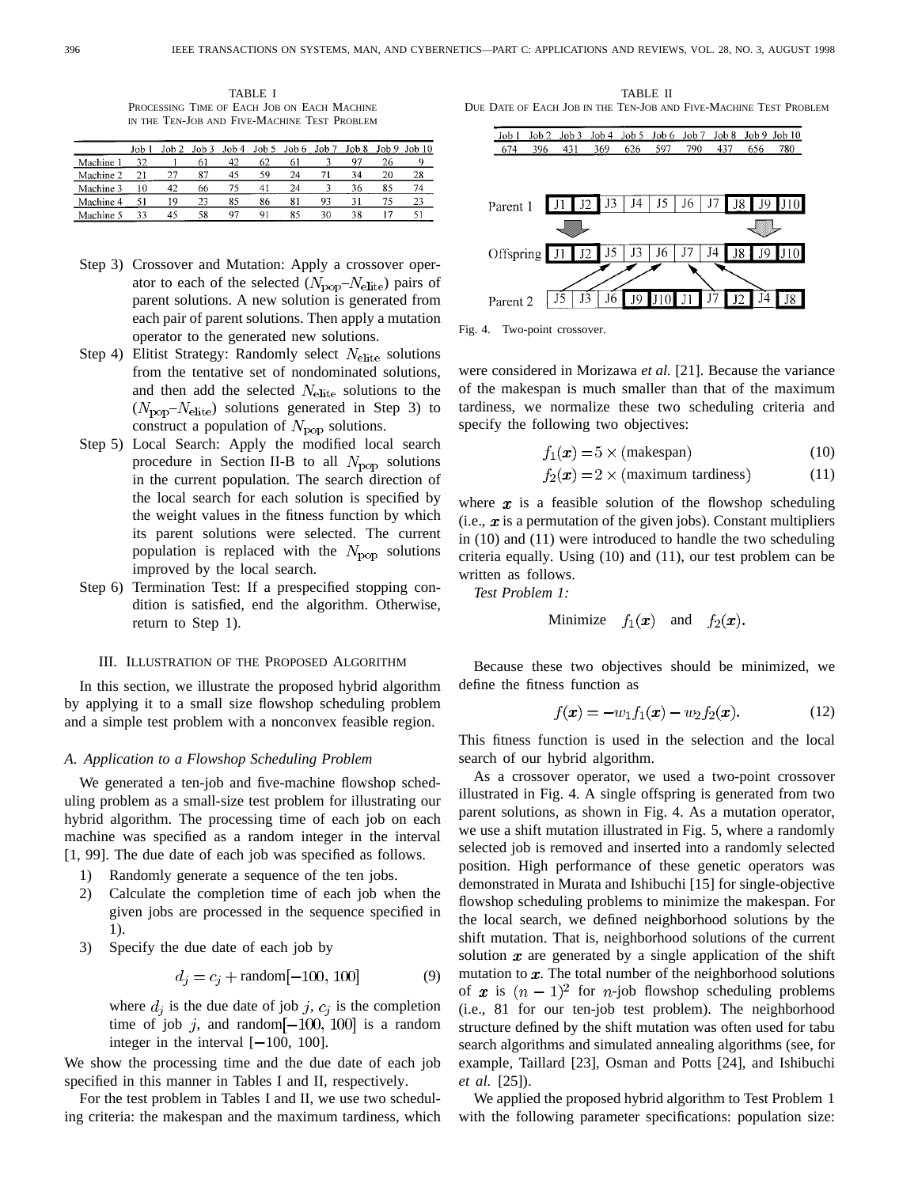TABLE I
PROCESSING TIME OF EACH JOB ON EACH MACHINE IN THE TEN-JOB AND FIVE-MACHINE TEST PROBLEM

| | Job 1 | Job 2 | Job 3 | Job 4 | Job 5 | Job 6 | Job 7 | Job 8 | Job 9 | Job 10 |
|---|---|---|---|---|---|---|---|---|---|---|
| Machine 1 | 32 | 1 | 61 | 42 | 62 | 61 | 3 | 97 | 26 | 9 |
| Machine 2 | 21 | 27 | 87 | 45 | 59 | 24 | 71 | 34 | 20 | 28 |
| Machine 3 | 10 | 42 | 66 | 75 | 41 | 24 | 3 | 36 | 85 | 74 |
| Machine 4 | 51 | 19 | 23 | 85 | 86 | 81 | 93 | 31 | 75 | 23 |
| Machine 5 | 33 | 45 | 58 | 97 | 91 | 85 | 30 | 38 | 17 | 51 |

Step 3) Crossover and Mutation: Apply a crossover operator to each of the selected ($N_{\rm pop}$–$N_{\rm elite}$) pairs of parent solutions. A new solution is generated from each pair of parent solutions. Then apply a mutation operator to the generated new solutions.

Step 4) Elitist Strategy: Randomly select $N_{\rm elite}$ solutions from the tentative set of nondominated solutions, and then add the selected $N_{\rm elite}$ solutions to the ($N_{\rm pop}$–$N_{\rm elite}$) solutions generated in Step 3) to construct a population of $N_{\rm pop}$ solutions.

Step 5) Local Search: Apply the modified local search procedure in Section II-B to all $N_{\rm pop}$ solutions in the current population. The search direction of the local search for each solution is specified by the weight values in the fitness function by which its parent solutions were selected. The current population is replaced with the $N_{\rm pop}$ solutions improved by the local search.

Step 6) Termination Test: If a prespecified stopping condition is satisfied, end the algorithm. Otherwise, return to Step 1).

## III. ILLUSTRATION OF THE PROPOSED ALGORITHM

In this section, we illustrate the proposed hybrid algorithm by applying it to a small size flowshop scheduling problem and a simple test problem with a nonconvex feasible region.

### A. Application to a Flowshop Scheduling Problem

We generated a ten-job and five-machine flowshop scheduling problem as a small-size test problem for illustrating our hybrid algorithm. The processing time of each job on each machine was specified as a random integer in the interval [1, 99]. The due date of each job was specified as follows.

1) Randomly generate a sequence of the ten jobs.
2) Calculate the completion time of each job when the given jobs are processed in the sequence specified in 1).
3) Specify the due date of each job by

$$d_j = c_j + \text{random}[-100, 100] \tag{9}$$

where $d_j$ is the due date of job $j$, $c_j$ is the completion time of job $j$, and random$[-100, 100]$ is a random integer in the interval [−100, 100].

We show the processing time and the due date of each job specified in this manner in Tables I and II, respectively.

For the test problem in Tables I and II, we use two scheduling criteria: the makespan and the maximum tardiness, which were considered in Morizawa *et al.* [21]. Because the variance of the makespan is much smaller than that of the maximum tardiness, we normalize these two scheduling criteria and specify the following two objectives:

$$f_1(\boldsymbol{x}) = 5 \times (\text{makespan}) \tag{10}$$

$$f_2(\boldsymbol{x}) = 2 \times (\text{maximum tardiness}) \tag{11}$$

where $\boldsymbol{x}$ is a feasible solution of the flowshop scheduling (i.e., $\boldsymbol{x}$ is a permutation of the given jobs). Constant multipliers in (10) and (11) were introduced to handle the two scheduling criteria equally. Using (10) and (11), our test problem can be written as follows.

*Test Problem 1:*

$$\text{Minimize} \quad f_1(\boldsymbol{x}) \quad \text{and} \quad f_2(\boldsymbol{x}).$$

Because these two objectives should be minimized, we define the fitness function as

$$f(\boldsymbol{x}) = -w_1 f_1(\boldsymbol{x}) - w_2 f_2(\boldsymbol{x}). \tag{12}$$

This fitness function is used in the selection and the local search of our hybrid algorithm.

TABLE II
DUE DATE OF EACH JOB IN THE TEN-JOB AND FIVE-MACHINE TEST PROBLEM

| Job 1 | Job 2 | Job 3 | Job 4 | Job 5 | Job 6 | Job 7 | Job 8 | Job 9 | Job 10 |
|---|---|---|---|---|---|---|---|---|---|
| 674 | 396 | 431 | 369 | 626 | 597 | 790 | 437 | 656 | 780 |

| | | | | | | | | | | |
|---|---|---|---|---|---|---|---|---|---|---|
| Parent 1 | J1 | J2 | J3 | J4 | J5 | J6 | J7 | J8 | J9 | J10 |
| Offspring | J1 | J2 | J5 | J3 | J6 | J7 | J4 | J8 | J9 | J10 |
| Parent 2 | J5 | J3 | J6 | J9 | J10 | J1 | J7 | J2 | J4 | J8 |

Fig. 4. Two-point crossover.

As a crossover operator, we used a two-point crossover illustrated in Fig. 4. A single offspring is generated from two parent solutions, as shown in Fig. 4. As a mutation operator, we use a shift mutation illustrated in Fig. 5, where a randomly selected job is removed and inserted into a randomly selected position. High performance of these genetic operators was demonstrated in Murata and Ishibuchi [15] for single-objective flowshop scheduling problems to minimize the makespan. For the local search, we defined neighborhood solutions by the shift mutation. That is, neighborhood solutions of the current solution $\boldsymbol{x}$ are generated by a single application of the shift mutation to $\boldsymbol{x}$. The total number of the neighborhood solutions of $\boldsymbol{x}$ is $(n-1)^2$ for $n$-job flowshop scheduling problems (i.e., 81 for our ten-job test problem). The neighborhood structure defined by the shift mutation was often used for tabu search algorithms and simulated annealing algorithms (see, for example, Taillard [23], Osman and Potts [24], and Ishibuchi *et al.* [25]).

We applied the proposed hybrid algorithm to Test Problem 1 with the following parameter specifications: population size: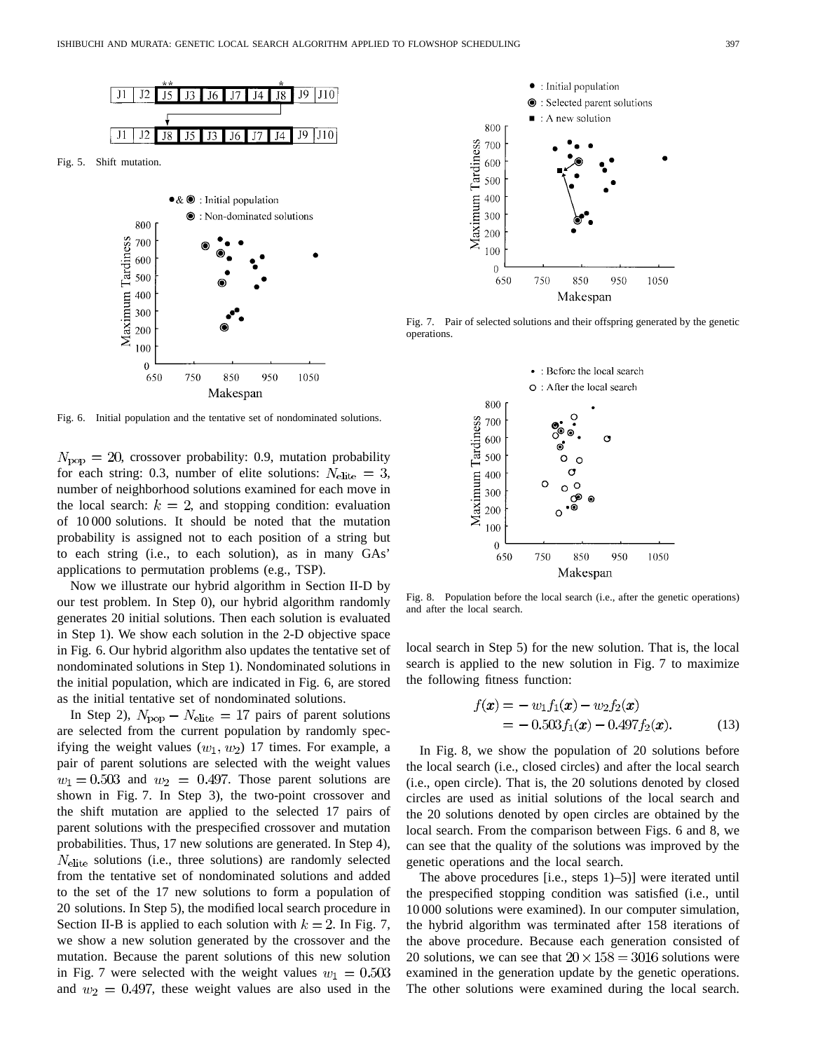Fig. 5. Shift mutation.

Fig. 6. Initial population and the tentative set of nondominated solutions.

$N_{\text{pop}} = 20$, crossover probability: 0.9, mutation probability for each string: 0.3, number of elite solutions: $N_{\text{elite}} = 3$, number of neighborhood solutions examined for each move in the local search: $k = 2$, and stopping condition: evaluation of 10 000 solutions. It should be noted that the mutation probability is assigned not to each position of a string but to each string (i.e., to each solution), as in many GAs' applications to permutation problems (e.g., TSP).

Now we illustrate our hybrid algorithm in Section II-D by our test problem. In Step 0), our hybrid algorithm randomly generates 20 initial solutions. Then each solution is evaluated in Step 1). We show each solution in the 2-D objective space in Fig. 6. Our hybrid algorithm also updates the tentative set of nondominated solutions in Step 1). Nondominated solutions in the initial population, which are indicated in Fig. 6, are stored as the initial tentative set of nondominated solutions.

In Step 2), $N_{\text{pop}} - N_{\text{elite}} = 17$ pairs of parent solutions are selected from the current population by randomly specifying the weight values $(w_1, w_2)$ 17 times. For example, a pair of parent solutions are selected with the weight values $w_1 = 0.503$ and $w_2 = 0.497$. Those parent solutions are shown in Fig. 7. In Step 3), the two-point crossover and the shift mutation are applied to the selected 17 pairs of parent solutions with the prespecified crossover and mutation probabilities. Thus, 17 new solutions are generated. In Step 4), $N_{\text{elite}}$ solutions (i.e., three solutions) are randomly selected from the tentative set of nondominated solutions and added to the set of the 17 new solutions to form a population of 20 solutions. In Step 5), the modified local search procedure in Section II-B is applied to each solution with $k = 2$. In Fig. 7, we show a new solution generated by the crossover and the mutation. Because the parent solutions of this new solution in Fig. 7 were selected with the weight values $w_1 = 0.503$ and $w_2 = 0.497$, these weight values are also used in the local search in Step 5) for the new solution. That is, the local search is applied to the new solution in Fig. 7 to maximize the following fitness function:

Fig. 7. Pair of selected solutions and their offspring generated by the genetic operations.

Fig. 8. Population before the local search (i.e., after the genetic operations) and after the local search.

$$
\begin{aligned}
f(\boldsymbol{x}) &= -w_1 f_1(\boldsymbol{x}) - w_2 f_2(\boldsymbol{x}) \\
&= -0.503 f_1(\boldsymbol{x}) - 0.497 f_2(\boldsymbol{x}). \qquad (13)
\end{aligned}
$$

In Fig. 8, we show the population of 20 solutions before the local search (i.e., closed circles) and after the local search (i.e., open circle). That is, the 20 solutions denoted by closed circles are used as initial solutions of the local search and the 20 solutions denoted by open circles are obtained by the local search. From the comparison between Figs. 6 and 8, we can see that the quality of the solutions was improved by the genetic operations and the local search.

The above procedures [i.e., steps 1)–5)] were iterated until the prespecified stopping condition was satisfied (i.e., until 10 000 solutions were examined). In our computer simulation, the hybrid algorithm was terminated after 158 iterations of the above procedure. Because each generation consisted of 20 solutions, we can see that $20 \times 158 = 3016$ solutions were examined in the generation update by the genetic operations. The other solutions were examined during the local search.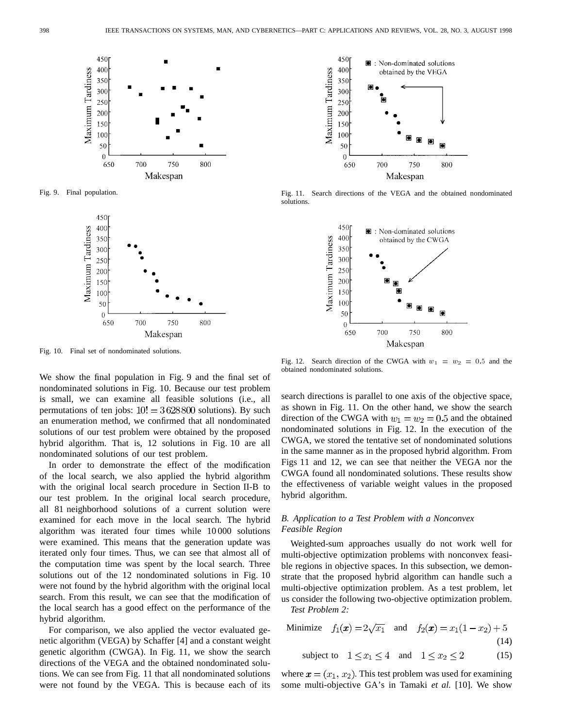Fig. 9. Final population.

Fig. 10. Final set of nondominated solutions.

Fig. 11. Search directions of the VEGA and the obtained nondominated solutions.

Fig. 12. Search direction of the CWGA with $w_1 = w_2 = 0.5$ and the obtained nondominated solutions.

We show the final population in Fig. 9 and the final set of nondominated solutions in Fig. 10. Because our test problem is small, we can examine all feasible solutions (i.e., all permutations of ten jobs: $10! = 3\,628\,800$ solutions). By such an enumeration method, we confirmed that all nondominated solutions of our test problem were obtained by the proposed hybrid algorithm. That is, 12 solutions in Fig. 10 are all nondominated solutions of our test problem.

In order to demonstrate the effect of the modification of the local search, we also applied the hybrid algorithm with the original local search procedure in Section II-B to our test problem. In the original local search procedure, all 81 neighborhood solutions of a current solution were examined for each move in the local search. The hybrid algorithm was iterated four times while 10 000 solutions were examined. This means that the generation update was iterated only four times. Thus, we can see that almost all of the computation time was spent by the local search. Three solutions out of the 12 nondominated solutions in Fig. 10 were not found by the hybrid algorithm with the original local search. From this result, we can see that the modification of the local search has a good effect on the performance of the hybrid algorithm.

For comparison, we also applied the vector evaluated genetic algorithm (VEGA) by Schaffer [4] and a constant weight genetic algorithm (CWGA). In Fig. 11, we show the search directions of the VEGA and the obtained nondominated solutions. We can see from Fig. 11 that all nondominated solutions were not found by the VEGA. This is because each of its search directions is parallel to one axis of the objective space, as shown in Fig. 11. On the other hand, we show the search direction of the CWGA with $w_1 = w_2 = 0.5$ and the obtained nondominated solutions in Fig. 12. In the execution of the CWGA, we stored the tentative set of nondominated solutions in the same manner as in the proposed hybrid algorithm. From Figs 11 and 12, we can see that neither the VEGA nor the CWGA found all nondominated solutions. These results show the effectiveness of variable weight values in the proposed hybrid algorithm.

### *B. Application to a Test Problem with a Nonconvex Feasible Region*

Weighted-sum approaches usually do not work well for multi-objective optimization problems with nonconvex feasible regions in objective spaces. In this subsection, we demonstrate that the proposed hybrid algorithm can handle such a multi-objective optimization problem. As a test problem, let us consider the following two-objective optimization problem.

*Test Problem 2:*

$$\text{Minimize} \quad f_1(\boldsymbol{x}) = 2\sqrt{x_1} \quad \text{and} \quad f_2(\boldsymbol{x}) = x_1(1 - x_2) + 5 \tag{14}$$

$$\text{subject to} \quad 1 \le x_1 \le 4 \quad \text{and} \quad 1 \le x_2 \le 2 \tag{15}$$

where $\boldsymbol{x} = (x_1, x_2)$. This test problem was used for examining some multi-objective GA's in Tamaki *et al.* [10]. We show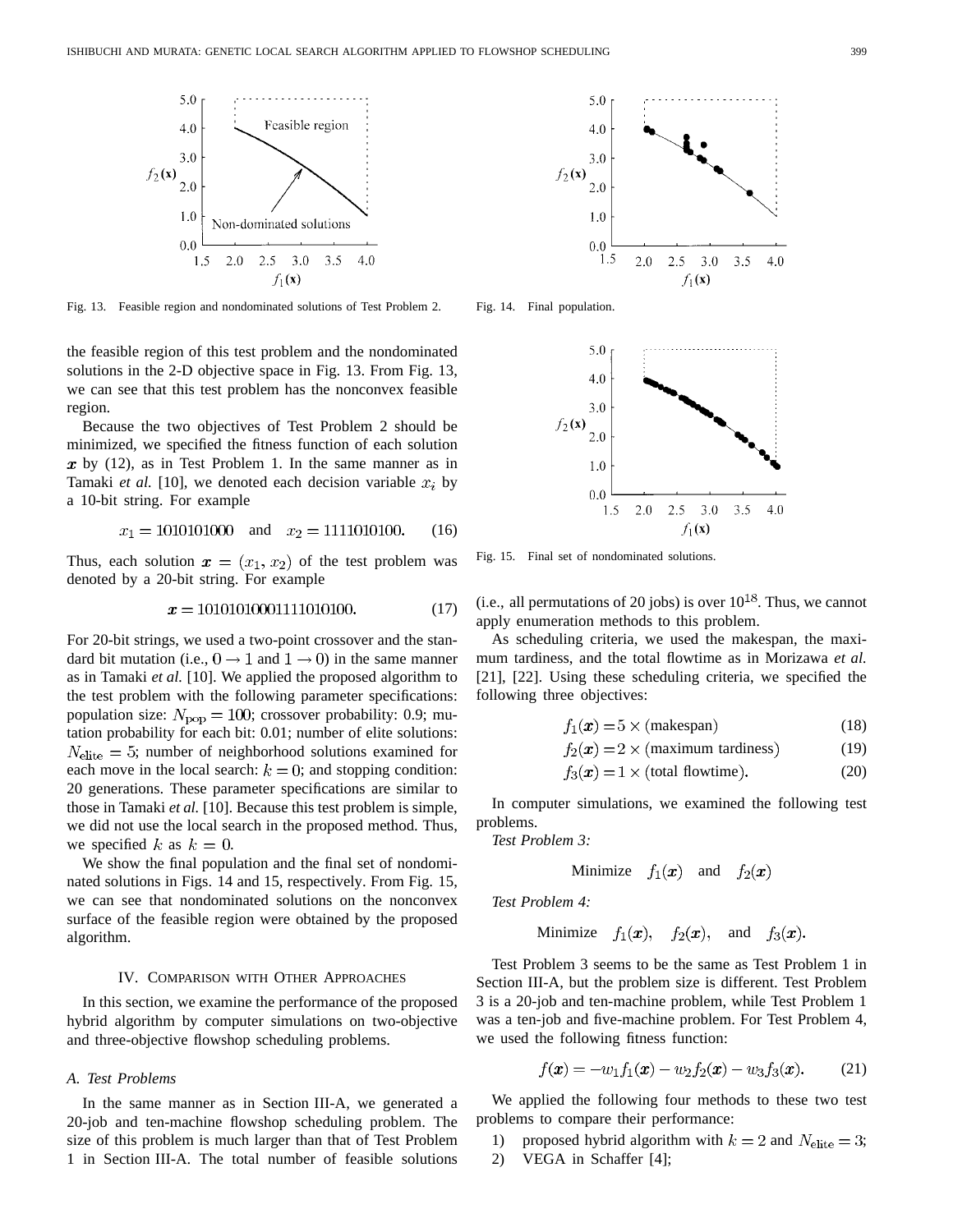Fig. 13. Feasible region and nondominated solutions of Test Problem 2.

Fig. 14. Final population.

Fig. 15. Final set of nondominated solutions.

the feasible region of this test problem and the nondominated solutions in the 2-D objective space in Fig. 13. From Fig. 13, we can see that this test problem has the nonconvex feasible region.

Because the two objectives of Test Problem 2 should be minimized, we specified the fitness function of each solution $\boldsymbol{x}$ by (12), as in Test Problem 1. In the same manner as in Tamaki *et al.* [10], we denoted each decision variable $x_i$ by a 10-bit string. For example

$$x_1 = 1010101000 \quad \text{and} \quad x_2 = 1111010100. \tag{16}$$

Thus, each solution $\boldsymbol{x} = (x_1, x_2)$ of the test problem was denoted by a 20-bit string. For example

$$\boldsymbol{x} = 10101010001111010100. \tag{17}$$

For 20-bit strings, we used a two-point crossover and the standard bit mutation (i.e., $0 \rightarrow 1$ and $1 \rightarrow 0$) in the same manner as in Tamaki *et al.* [10]. We applied the proposed algorithm to the test problem with the following parameter specifications: population size: $N_{\text{pop}} = 100$; crossover probability: 0.9; mutation probability for each bit: 0.01; number of elite solutions: $N_{\text{elite}} = 5$; number of neighborhood solutions examined for each move in the local search: $k = 0$; and stopping condition: 20 generations. These parameter specifications are similar to those in Tamaki *et al.* [10]. Because this test problem is simple, we did not use the local search in the proposed method. Thus, we specified $k$ as $k = 0$.

We show the final population and the final set of nondominated solutions in Figs. 14 and 15, respectively. From Fig. 15, we can see that nondominated solutions on the nonconvex surface of the feasible region were obtained by the proposed algorithm.

## IV. Comparison with Other Approaches

In this section, we examine the performance of the proposed hybrid algorithm by computer simulations on two-objective and three-objective flowshop scheduling problems.

### A. Test Problems

In the same manner as in Section III-A, we generated a 20-job and ten-machine flowshop scheduling problem. The size of this problem is much larger than that of Test Problem 1 in Section III-A. The total number of feasible solutions (i.e., all permutations of 20 jobs) is over $10^{18}$. Thus, we cannot apply enumeration methods to this problem.

As scheduling criteria, we used the makespan, the maximum tardiness, and the total flowtime as in Morizawa *et al.* [21], [22]. Using these scheduling criteria, we specified the following three objectives:

$$f_1(\boldsymbol{x}) = 5 \times (\text{makespan}) \tag{18}$$

$$f_2(\boldsymbol{x}) = 2 \times (\text{maximum tardiness}) \tag{19}$$

$$f_3(\boldsymbol{x}) = 1 \times (\text{total flowtime}). \tag{20}$$

In computer simulations, we examined the following test problems.

*Test Problem 3:*

$$\text{Minimize} \quad f_1(\boldsymbol{x}) \quad \text{and} \quad f_2(\boldsymbol{x})$$

*Test Problem 4:*

$$\text{Minimize} \quad f_1(\boldsymbol{x}), \quad f_2(\boldsymbol{x}), \quad \text{and} \quad f_3(\boldsymbol{x}).$$

Test Problem 3 seems to be the same as Test Problem 1 in Section III-A, but the problem size is different. Test Problem 3 is a 20-job and ten-machine problem, while Test Problem 1 was a ten-job and five-machine problem. For Test Problem 4, we used the following fitness function:

$$f(\boldsymbol{x}) = -w_1 f_1(\boldsymbol{x}) - w_2 f_2(\boldsymbol{x}) - w_3 f_3(\boldsymbol{x}). \tag{21}$$

We applied the following four methods to these two test problems to compare their performance:

1) proposed hybrid algorithm with $k = 2$ and $N_{\text{elite}} = 3$;
2) VEGA in Schaffer [4];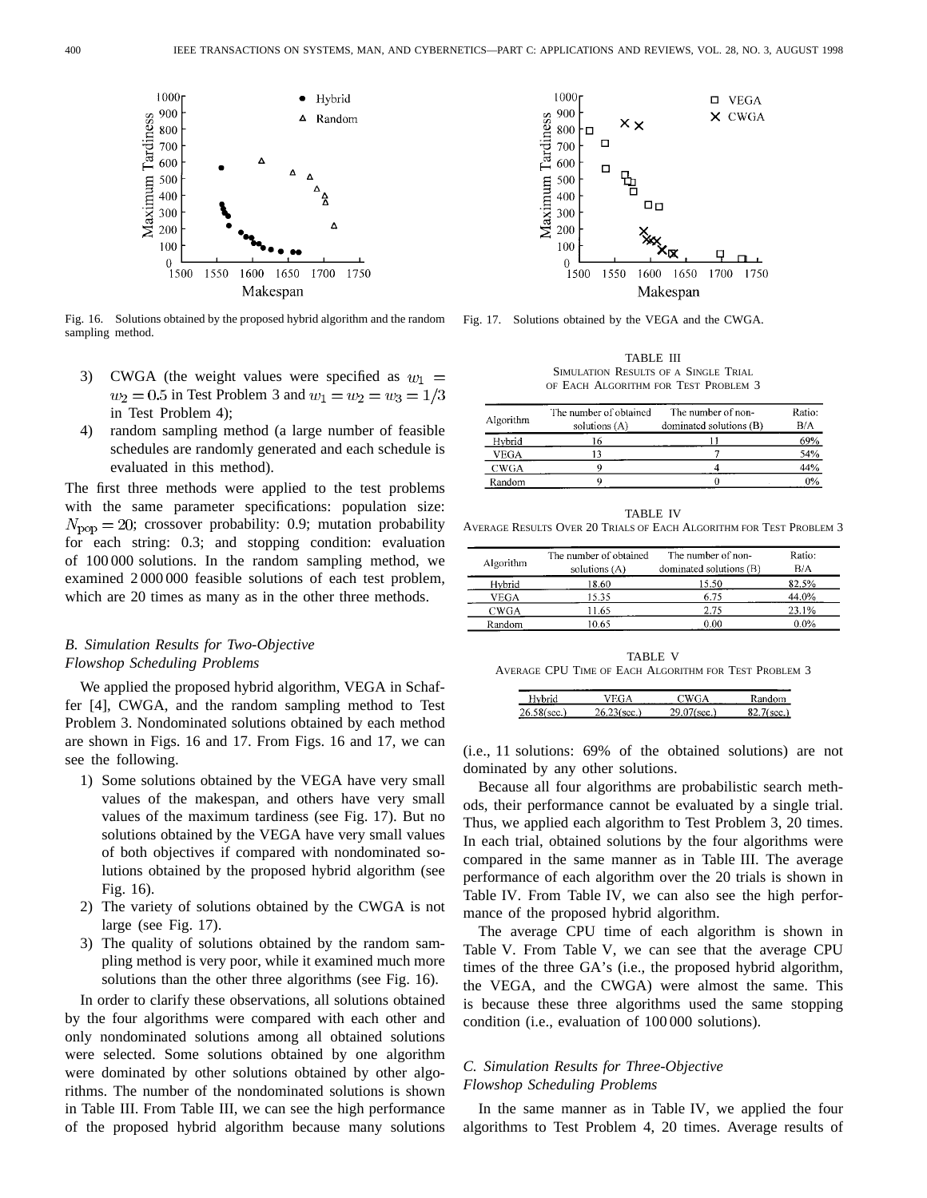Fig. 16. Solutions obtained by the proposed hybrid algorithm and the random sampling method.

Fig. 17. Solutions obtained by the VEGA and the CWGA.

3) CWGA (the weight values were specified as $w_1 = w_2 = 0.5$ in Test Problem 3 and $w_1 = w_2 = w_3 = 1/3$ in Test Problem 4);
4) random sampling method (a large number of feasible schedules are randomly generated and each schedule is evaluated in this method).

The first three methods were applied to the test problems with the same parameter specifications: population size: $N_{\text{pop}} = 20$; crossover probability: 0.9; mutation probability for each string: 0.3; and stopping condition: evaluation of 100 000 solutions. In the random sampling method, we examined 2 000 000 feasible solutions of each test problem, which are 20 times as many as in the other three methods.

### B. Simulation Results for Two-Objective Flowshop Scheduling Problems

We applied the proposed hybrid algorithm, VEGA in Schaffer [4], CWGA, and the random sampling method to Test Problem 3. Nondominated solutions obtained by each method are shown in Figs. 16 and 17. From Figs. 16 and 17, we can see the following.

1) Some solutions obtained by the VEGA have very small values of the makespan, and others have very small values of the maximum tardiness (see Fig. 17). But no solutions obtained by the VEGA have very small values of both objectives if compared with nondominated solutions obtained by the proposed hybrid algorithm (see Fig. 16).
2) The variety of solutions obtained by the CWGA is not large (see Fig. 17).
3) The quality of solutions obtained by the random sampling method is very poor, while it examined much more solutions than the other three algorithms (see Fig. 16).

In order to clarify these observations, all solutions obtained by the four algorithms were compared with each other and only nondominated solutions among all obtained solutions were selected. Some solutions obtained by one algorithm were dominated by other solutions obtained by other algorithms. The number of the nondominated solutions is shown in Table III. From Table III, we can see the high performance of the proposed hybrid algorithm because many solutions (i.e., 11 solutions: 69% of the obtained solutions) are not dominated by any other solutions.

TABLE III
SIMULATION RESULTS OF A SINGLE TRIAL OF EACH ALGORITHM FOR TEST PROBLEM 3

| Algorithm | The number of obtained solutions (A) | The number of non-dominated solutions (B) | Ratio: B/A |
|---|---|---|---|
| Hybrid | 16 | 11 | 69% |
| VEGA | 13 | 7 | 54% |
| CWGA | 9 | 4 | 44% |
| Random | 9 | 0 | 0% |

TABLE IV
AVERAGE RESULTS OVER 20 TRIALS OF EACH ALGORITHM FOR TEST PROBLEM 3

| Algorithm | The number of obtained solutions (A) | The number of non-dominated solutions (B) | Ratio: B/A |
|---|---|---|---|
| Hybrid | 18.60 | 15.50 | 82.5% |
| VEGA | 15.35 | 6.75 | 44.0% |
| CWGA | 11.65 | 2.75 | 23.1% |
| Random | 10.65 | 0.00 | 0.0% |

TABLE V
AVERAGE CPU TIME OF EACH ALGORITHM FOR TEST PROBLEM 3

| Hybrid | VEGA | CWGA | Random |
|---|---|---|---|
| 26.58(sec.) | 26.23(sec.) | 29.07(sec.) | 82.7(sec.) |

Because all four algorithms are probabilistic search methods, their performance cannot be evaluated by a single trial. Thus, we applied each algorithm to Test Problem 3, 20 times. In each trial, obtained solutions by the four algorithms were compared in the same manner as in Table III. The average performance of each algorithm over the 20 trials is shown in Table IV. From Table IV, we can also see the high performance of the proposed hybrid algorithm.

The average CPU time of each algorithm is shown in Table V. From Table V, we can see that the average CPU times of the three GA's (i.e., the proposed hybrid algorithm, the VEGA, and the CWGA) were almost the same. This is because these three algorithms used the same stopping condition (i.e., evaluation of 100 000 solutions).

### C. Simulation Results for Three-Objective Flowshop Scheduling Problems

In the same manner as in Table IV, we applied the four algorithms to Test Problem 4, 20 times. Average results of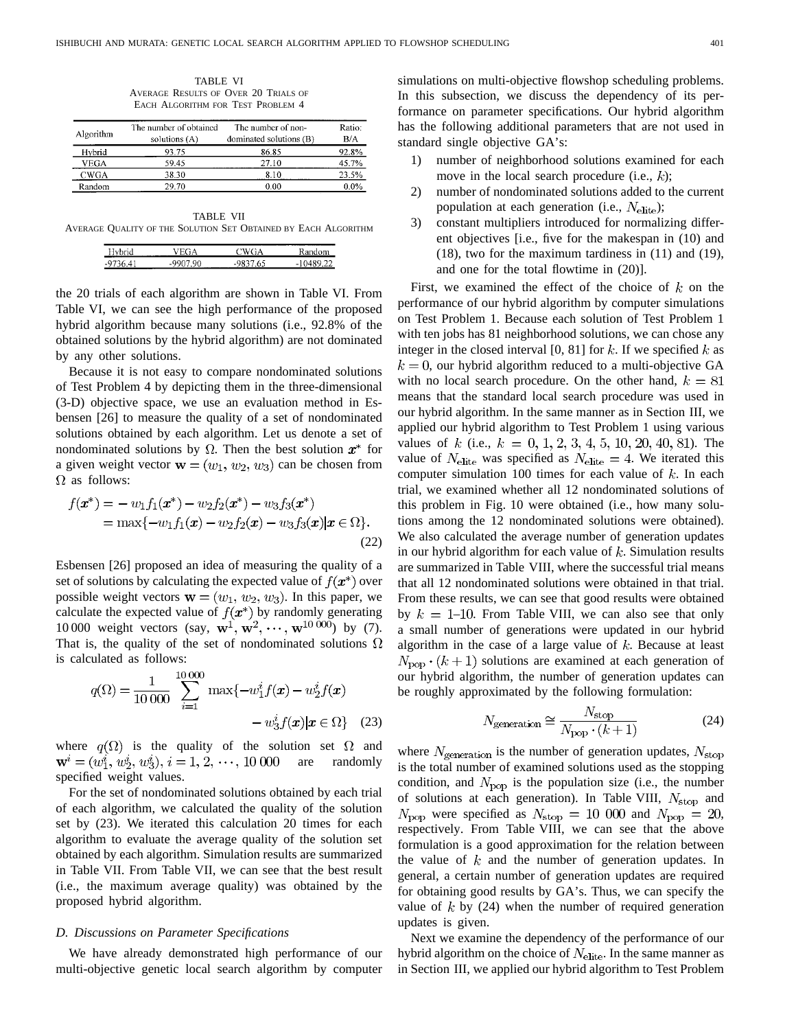TABLE VI
AVERAGE RESULTS OF OVER 20 TRIALS OF EACH ALGORITHM FOR TEST PROBLEM 4

| Algorithm | The number of obtained solutions (A) | The number of non-dominated solutions (B) | Ratio: B/A |
|---|---|---|---|
| Hybrid | 93.75 | 86.85 | 92.8% |
| VEGA | 59.45 | 27.10 | 45.7% |
| CWGA | 38.30 | 8.10 | 23.5% |
| Random | 29.70 | 0.00 | 0.0% |

TABLE VII
AVERAGE QUALITY OF THE SOLUTION SET OBTAINED BY EACH ALGORITHM

| Hybrid | VEGA | CWGA | Random |
|---|---|---|---|
| -9736.41 | -9907.90 | -9837.65 | -10489.22 |

the 20 trials of each algorithm are shown in Table VI. From Table VI, we can see the high performance of the proposed hybrid algorithm because many solutions (i.e., 92.8% of the obtained solutions by the hybrid algorithm) are not dominated by any other solutions.

Because it is not easy to compare nondominated solutions of Test Problem 4 by depicting them in the three-dimensional (3-D) objective space, we use an evaluation method in Esbensen [26] to measure the quality of a set of nondominated solutions obtained by each algorithm. Let us denote a set of nondominated solutions by $\Omega$. Then the best solution $\boldsymbol{x}^*$ for a given weight vector $\mathbf{w} = (w_1, w_2, w_3)$ can be chosen from $\Omega$ as follows:

$$\begin{aligned} f(\boldsymbol{x}^*) &= -w_1 f_1(\boldsymbol{x}^*) - w_2 f_2(\boldsymbol{x}^*) - w_3 f_3(\boldsymbol{x}^*) \\ &= \max\{-w_1 f_1(\boldsymbol{x}) - w_2 f_2(\boldsymbol{x}) - w_3 f_3(\boldsymbol{x}) | \boldsymbol{x} \in \Omega\}. \end{aligned} \tag{22}$$

Esbensen [26] proposed an idea of measuring the quality of a set of solutions by calculating the expected value of $f(\boldsymbol{x}^*)$ over possible weight vectors $\mathbf{w} = (w_1, w_2, w_3)$. In this paper, we calculate the expected value of $f(\boldsymbol{x}^*)$ by randomly generating 10 000 weight vectors (say, $\mathbf{w}^1, \mathbf{w}^2, \cdots, \mathbf{w}^{10\,000}$) by (7). That is, the quality of the set of nondominated solutions $\Omega$ is calculated as follows:

$$\begin{aligned} q(\Omega) = \frac{1}{10\,000} \sum_{i=1}^{10\,000} \max\{&-w_1^i f(\boldsymbol{x}) - w_2^i f(\boldsymbol{x}) \\ &- w_3^i f(\boldsymbol{x}) | \boldsymbol{x} \in \Omega\} \end{aligned} \tag{23}$$

where $q(\Omega)$ is the quality of the solution set $\Omega$ and $\mathbf{w}^i = (w_1^i, w_2^i, w_3^i)$, $i = 1, 2, \cdots, 10\,000$ are randomly specified weight values.

For the set of nondominated solutions obtained by each trial of each algorithm, we calculated the quality of the solution set by (23). We iterated this calculation 20 times for each algorithm to evaluate the average quality of the solution set obtained by each algorithm. Simulation results are summarized in Table VII. From Table VII, we can see that the best result (i.e., the maximum average quality) was obtained by the proposed hybrid algorithm.

### *D. Discussions on Parameter Specifications*

We have already demonstrated high performance of our multi-objective genetic local search algorithm by computer simulations on multi-objective flowshop scheduling problems. In this subsection, we discuss the dependency of its performance on parameter specifications. Our hybrid algorithm has the following additional parameters that are not used in standard single objective GA's:

1) number of neighborhood solutions examined for each move in the local search procedure (i.e., $k$);
2) number of nondominated solutions added to the current population at each generation (i.e., $N_{\text{elite}}$);
3) constant multipliers introduced for normalizing different objectives [i.e., five for the makespan in (10) and (18), two for the maximum tardiness in (11) and (19), and one for the total flowtime in (20)].

First, we examined the effect of the choice of $k$ on the performance of our hybrid algorithm by computer simulations on Test Problem 1. Because each solution of Test Problem 1 with ten jobs has 81 neighborhood solutions, we can chose any integer in the closed interval [0, 81] for $k$. If we specified $k$ as $k = 0$, our hybrid algorithm reduced to a multi-objective GA with no local search procedure. On the other hand, $k = 81$ means that the standard local search procedure was used in our hybrid algorithm. In the same manner as in Section III, we applied our hybrid algorithm to Test Problem 1 using various values of $k$ (i.e., $k = 0, 1, 2, 3, 4, 5, 10, 20, 40, 81$). The value of $N_{\text{elite}}$ was specified as $N_{\text{elite}} = 4$. We iterated this computer simulation 100 times for each value of $k$. In each trial, we examined whether all 12 nondominated solutions of this problem in Fig. 10 were obtained (i.e., how many solutions among the 12 nondominated solutions were obtained). We also calculated the average number of generation updates in our hybrid algorithm for each value of $k$. Simulation results are summarized in Table VIII, where the successful trial means that all 12 nondominated solutions were obtained in that trial. From these results, we can see that good results were obtained by $k = 1$–$10$. From Table VIII, we can also see that only a small number of generations were updated in our hybrid algorithm in the case of a large value of $k$. Because at least $N_{\text{pop}} \cdot (k+1)$ solutions are examined at each generation of our hybrid algorithm, the number of generation updates can be roughly approximated by the following formulation:

$$N_{\text{generation}} \cong \frac{N_{\text{stop}}}{N_{\text{pop}} \cdot (k+1)} \tag{24}$$

where $N_{\text{generation}}$ is the number of generation updates, $N_{\text{stop}}$ is the total number of examined solutions used as the stopping condition, and $N_{\text{pop}}$ is the population size (i.e., the number of solutions at each generation). In Table VIII, $N_{\text{stop}}$ and $N_{\text{pop}}$ were specified as $N_{\text{stop}} = 10\,000$ and $N_{\text{pop}} = 20$, respectively. From Table VIII, we can see that the above formulation is a good approximation for the relation between the value of $k$ and the number of generation updates. In general, a certain number of generation updates are required for obtaining good results by GA's. Thus, we can specify the value of $k$ by (24) when the number of required generation updates is given.

Next we examine the dependency of the performance of our hybrid algorithm on the choice of $N_{\text{elite}}$. In the same manner as in Section III, we applied our hybrid algorithm to Test Problem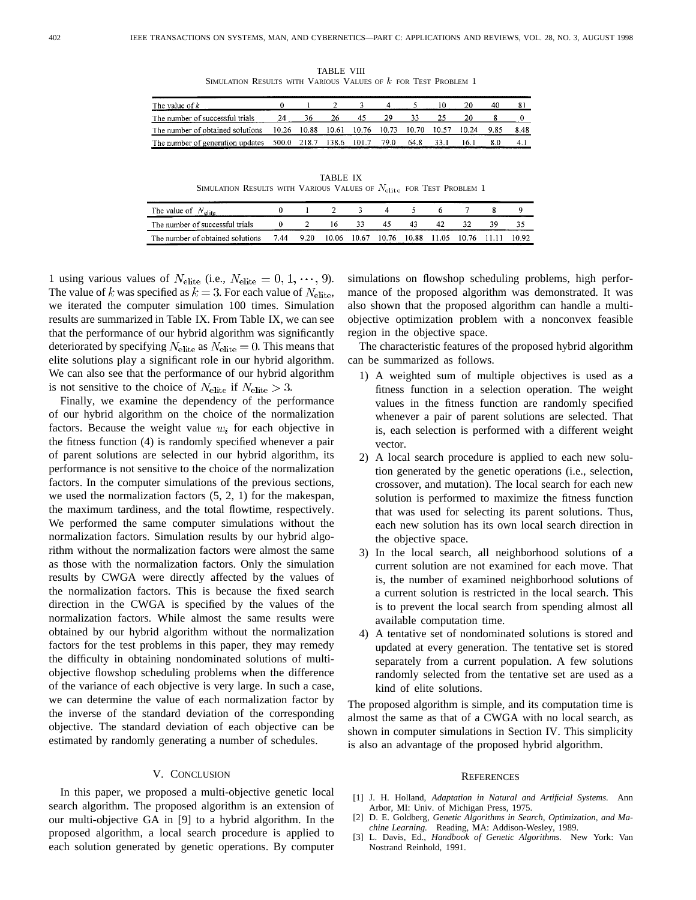TABLE VIII
SIMULATION RESULTS WITH VARIOUS VALUES OF $k$ FOR TEST PROBLEM 1

| The value of $k$ | 0 | 1 | 2 | 3 | 4 | 5 | 10 | 20 | 40 | 81 |
|---|---|---|---|---|---|---|---|---|---|---|
| The number of successful trials | 24 | 36 | 26 | 45 | 29 | 33 | 25 | 20 | 8 | 0 |
| The number of obtained solutions | 10.26 | 10.88 | 10.61 | 10.76 | 10.73 | 10.70 | 10.57 | 10.24 | 9.85 | 8.48 |
| The number of generation updates | 500.0 | 218.7 | 138.6 | 101.7 | 79.0 | 64.8 | 33.1 | 16.1 | 8.0 | 4.1 |

TABLE IX
SIMULATION RESULTS WITH VARIOUS VALUES OF $N_{\text{elite}}$ FOR TEST PROBLEM 1

| The value of $N_{\text{elite}}$ | 0 | 1 | 2 | 3 | 4 | 5 | 6 | 7 | 8 | 9 |
|---|---|---|---|---|---|---|---|---|---|---|
| The number of successful trials | 0 | 2 | 16 | 33 | 45 | 43 | 42 | 32 | 39 | 35 |
| The number of obtained solutions | 7.44 | 9.20 | 10.06 | 10.67 | 10.76 | 10.88 | 11.05 | 10.76 | 11.11 | 10.92 |

1 using various values of $N_{\text{elite}}$ (i.e., $N_{\text{elite}} = 0, 1, \cdots, 9$). The value of $k$ was specified as $k = 3$. For each value of $N_{\text{elite}}$, we iterated the computer simulation 100 times. Simulation results are summarized in Table IX. From Table IX, we can see that the performance of our hybrid algorithm was significantly deteriorated by specifying $N_{\text{elite}}$ as $N_{\text{elite}} = 0$. This means that elite solutions play a significant role in our hybrid algorithm. We can also see that the performance of our hybrid algorithm is not sensitive to the choice of $N_{\text{elite}}$ if $N_{\text{elite}} > 3$.

Finally, we examine the dependency of the performance of our hybrid algorithm on the choice of the normalization factors. Because the weight value $w_i$ for each objective in the fitness function (4) is randomly specified whenever a pair of parent solutions are selected in our hybrid algorithm, its performance is not sensitive to the choice of the normalization factors. In the computer simulations of the previous sections, we used the normalization factors (5, 2, 1) for the makespan, the maximum tardiness, and the total flowtime, respectively. We performed the same computer simulations without the normalization factors. Simulation results by our hybrid algorithm without the normalization factors were almost the same as those with the normalization factors. Only the simulation results by CWGA were directly affected by the values of the normalization factors. This is because the fixed search direction in the CWGA is specified by the values of the normalization factors. While almost the same results were obtained by our hybrid algorithm without the normalization factors for the test problems in this paper, they may remedy the difficulty in obtaining nondominated solutions of multi-objective flowshop scheduling problems when the difference of the variance of each objective is very large. In such a case, we can determine the value of each normalization factor by the inverse of the standard deviation of the corresponding objective. The standard deviation of each objective can be estimated by randomly generating a number of schedules.

## V. CONCLUSION

In this paper, we proposed a multi-objective genetic local search algorithm. The proposed algorithm is an extension of our multi-objective GA in [9] to a hybrid algorithm. In the proposed algorithm, a local search procedure is applied to each solution generated by genetic operations. By computer simulations on flowshop scheduling problems, high performance of the proposed algorithm was demonstrated. It was also shown that the proposed algorithm can handle a multi-objective optimization problem with a nonconvex feasible region in the objective space.

The characteristic features of the proposed hybrid algorithm can be summarized as follows.

1) A weighted sum of multiple objectives is used as a fitness function in a selection operation. The weight values in the fitness function are randomly specified whenever a pair of parent solutions are selected. That is, each selection is performed with a different weight vector.
2) A local search procedure is applied to each new solution generated by the genetic operations (i.e., selection, crossover, and mutation). The local search for each new solution is performed to maximize the fitness function that was used for selecting its parent solutions. Thus, each new solution has its own local search direction in the objective space.
3) In the local search, all neighborhood solutions of a current solution are not examined for each move. That is, the number of examined neighborhood solutions of a current solution is restricted in the local search. This is to prevent the local search from spending almost all available computation time.
4) A tentative set of nondominated solutions is stored and updated at every generation. The tentative set is stored separately from a current population. A few solutions randomly selected from the tentative set are used as a kind of elite solutions.

The proposed algorithm is simple, and its computation time is almost the same as that of a CWGA with no local search, as shown in computer simulations in Section IV. This simplicity is also an advantage of the proposed hybrid algorithm.

## REFERENCES

[1] J. H. Holland, *Adaptation in Natural and Artificial Systems.* Ann Arbor, MI: Univ. of Michigan Press, 1975.

[2] D. E. Goldberg, *Genetic Algorithms in Search, Optimization, and Machine Learning.* Reading, MA: Addison-Wesley, 1989.

[3] L. Davis, Ed., *Handbook of Genetic Algorithms.* New York: Van Nostrand Reinhold, 1991.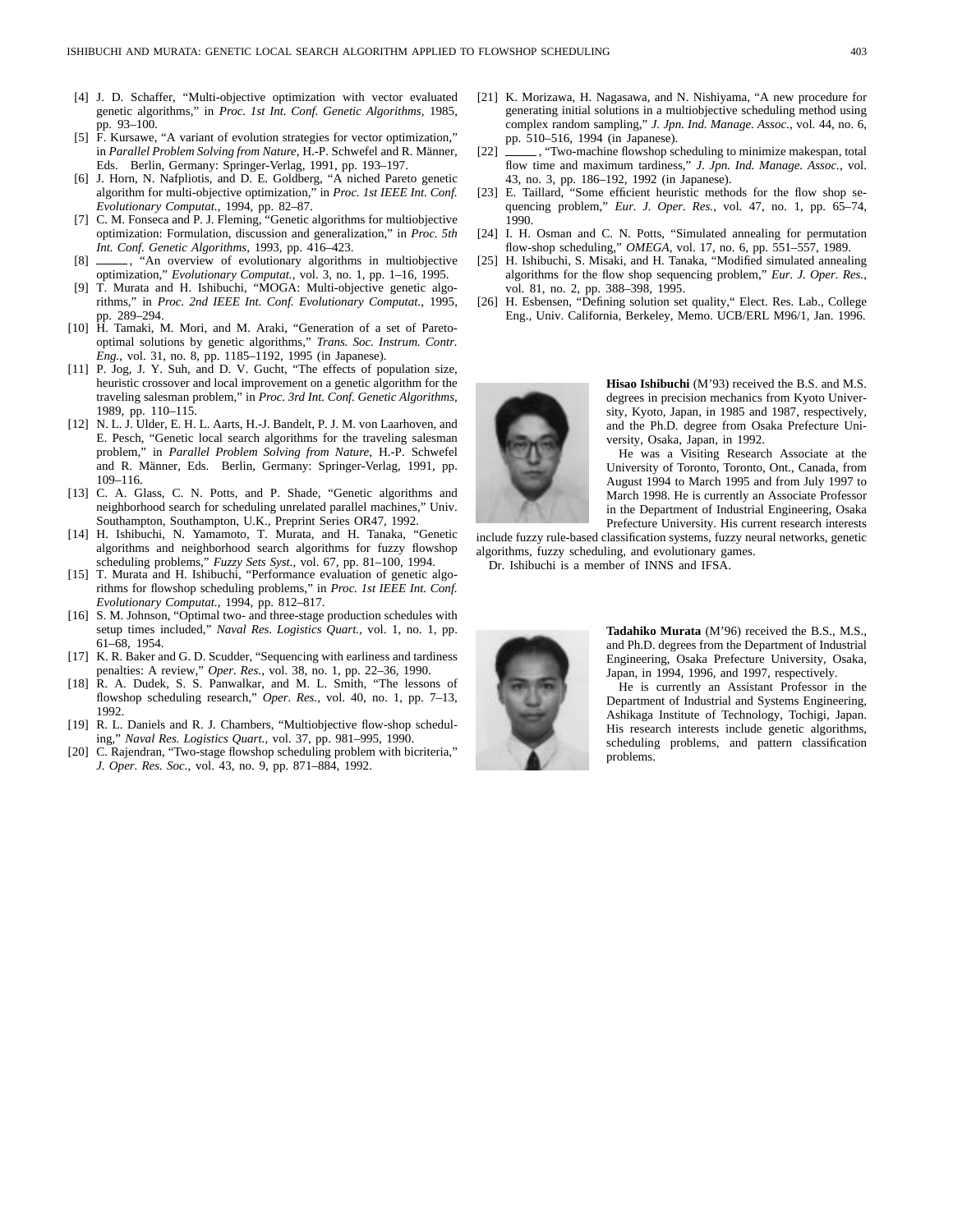[4] J. D. Schaffer, "Multi-objective optimization with vector evaluated genetic algorithms," in *Proc. 1st Int. Conf. Genetic Algorithms*, 1985, pp. 93–100.

[5] F. Kursawe, "A variant of evolution strategies for vector optimization," in *Parallel Problem Solving from Nature*, H.-P. Schwefel and R. Männer, Eds. Berlin, Germany: Springer-Verlag, 1991, pp. 193–197.

[6] J. Horn, N. Nafpliotis, and D. E. Goldberg, "A niched Pareto genetic algorithm for multi-objective optimization," in *Proc. 1st IEEE Int. Conf. Evolutionary Computat.*, 1994, pp. 82–87.

[7] C. M. Fonseca and P. J. Fleming, "Genetic algorithms for multiobjective optimization: Formulation, discussion and generalization," in *Proc. 5th Int. Conf. Genetic Algorithms*, 1993, pp. 416–423.

[8] ——, "An overview of evolutionary algorithms in multiobjective optimization," *Evolutionary Computat.*, vol. 3, no. 1, pp. 1–16, 1995.

[9] T. Murata and H. Ishibuchi, "MOGA: Multi-objective genetic algorithms," in *Proc. 2nd IEEE Int. Conf. Evolutionary Computat.*, 1995, pp. 289–294.

[10] H. Tamaki, M. Mori, and M. Araki, "Generation of a set of Pareto-optimal solutions by genetic algorithms," *Trans. Soc. Instrum. Contr. Eng.*, vol. 31, no. 8, pp. 1185–1192, 1995 (in Japanese).

[11] P. Jog, J. Y. Suh, and D. V. Gucht, "The effects of population size, heuristic crossover and local improvement on a genetic algorithm for the traveling salesman problem," in *Proc. 3rd Int. Conf. Genetic Algorithms*, 1989, pp. 110–115.

[12] N. L. J. Ulder, E. H. L. Aarts, H.-J. Bandelt, P. J. M. von Laarhoven, and E. Pesch, "Genetic local search algorithms for the traveling salesman problem," in *Parallel Problem Solving from Nature*, H.-P. Schwefel and R. Männer, Eds. Berlin, Germany: Springer-Verlag, 1991, pp. 109–116.

[13] C. A. Glass, C. N. Potts, and P. Shade, "Genetic algorithms and neighborhood search for scheduling unrelated parallel machines," Univ. Southampton, Southampton, U.K., Preprint Series OR47, 1992.

[14] H. Ishibuchi, N. Yamamoto, T. Murata, and H. Tanaka, "Genetic algorithms and neighborhood search algorithms for fuzzy flowshop scheduling problems," *Fuzzy Sets Syst.*, vol. 67, pp. 81–100, 1994.

[15] T. Murata and H. Ishibuchi, "Performance evaluation of genetic algorithms for flowshop scheduling problems," in *Proc. 1st IEEE Int. Conf. Evolutionary Computat.*, 1994, pp. 812–817.

[16] S. M. Johnson, "Optimal two- and three-stage production schedules with setup times included," *Naval Res. Logistics Quart.*, vol. 1, no. 1, pp. 61–68, 1954.

[17] K. R. Baker and G. D. Scudder, "Sequencing with earliness and tardiness penalties: A review," *Oper. Res.*, vol. 38, no. 1, pp. 22–36, 1990.

[18] R. A. Dudek, S. S. Panwalkar, and M. L. Smith, "The lessons of flowshop scheduling research," *Oper. Res.*, vol. 40, no. 1, pp. 7–13, 1992.

[19] R. L. Daniels and R. J. Chambers, "Multiobjective flow-shop scheduling," *Naval Res. Logistics Quart.*, vol. 37, pp. 981–995, 1990.

[20] C. Rajendran, "Two-stage flowshop scheduling problem with bicriteria," *J. Oper. Res. Soc.*, vol. 43, no. 9, pp. 871–884, 1992.

[21] K. Morizawa, H. Nagasawa, and N. Nishiyama, "A new procedure for generating initial solutions in a multiobjective scheduling method using complex random sampling," *J. Jpn. Ind. Manage. Assoc.*, vol. 44, no. 6, pp. 510–516, 1994 (in Japanese).

[22] ——, "Two-machine flowshop scheduling to minimize makespan, total flow time and maximum tardiness," *J. Jpn. Ind. Manage. Assoc.*, vol. 43, no. 3, pp. 186–192, 1992 (in Japanese).

[23] E. Taillard, "Some efficient heuristic methods for the flow shop sequencing problem," *Eur. J. Oper. Res.*, vol. 47, no. 1, pp. 65–74, 1990.

[24] I. H. Osman and C. N. Potts, "Simulated annealing for permutation flow-shop scheduling," *OMEGA*, vol. 17, no. 6, pp. 551–557, 1989.

[25] H. Ishibuchi, S. Misaki, and H. Tanaka, "Modified simulated annealing algorithms for the flow shop sequencing problem," *Eur. J. Oper. Res.*, vol. 81, no. 2, pp. 388–398, 1995.

[26] H. Esbensen, "Defining solution set quality," Elect. Res. Lab., College Eng., Univ. California, Berkeley, Memo. UCB/ERL M96/1, Jan. 1996.

**Hisao Ishibuchi** (M'93) received the B.S. and M.S. degrees in precision mechanics from Kyoto University, Kyoto, Japan, in 1985 and 1987, respectively, and the Ph.D. degree from Osaka Prefecture University, Osaka, Japan, in 1992.

He was a Visiting Research Associate at the University of Toronto, Toronto, Ont., Canada, from August 1994 to March 1995 and from July 1997 to March 1998. He is currently an Associate Professor in the Department of Industrial Engineering, Osaka Prefecture University. His current research interests include fuzzy rule-based classification systems, fuzzy neural networks, genetic algorithms, fuzzy scheduling, and evolutionary games.

Dr. Ishibuchi is a member of INNS and IFSA.

**Tadahiko Murata** (M'96) received the B.S., M.S., and Ph.D. degrees from the Department of Industrial Engineering, Osaka Prefecture University, Osaka, Japan, in 1994, 1996, and 1997, respectively.

He is currently an Assistant Professor in the Department of Industrial and Systems Engineering, Ashikaga Institute of Technology, Tochigi, Japan. His research interests include genetic algorithms, scheduling problems, and pattern classification problems.